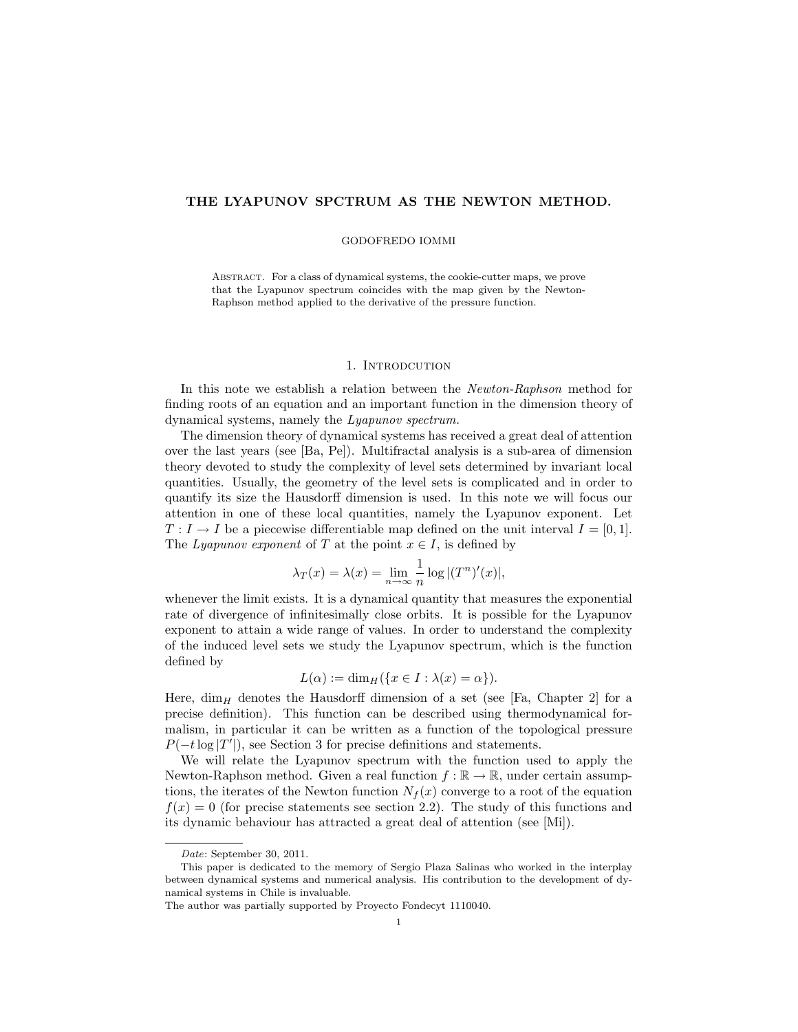# THE LYAPUNOV SPCTRUM AS THE NEWTON METHOD.

GODOFREDO IOMMI

ABSTRACT. For a class of dynamical systems, the cookie-cutter maps, we prove that the Lyapunov spectrum coincides with the map given by the Newton-Raphson method applied to the derivative of the pressure function.

## 1. Introdcution

In this note we establish a relation between the *Newton-Raphson* method for finding roots of an equation and an important function in the dimension theory of dynamical systems, namely the *Lyapunov spectrum.*

The dimension theory of dynamical systems has received a great deal of attention over the last years (see [Ba, Pe]). Multifractal analysis is a sub-area of dimension theory devoted to study the complexity of level sets determined by invariant local quantities. Usually, the geometry of the level sets is complicated and in order to quantify its size the Hausdorff dimension is used. In this note we will focus our attention in one of these local quantities, namely the Lyapunov exponent. Let $T : I \to I$ be a piecewise differentiable map defined on the unit interval $I = [0, 1]$. The *Lyapunov exponent* of $T$ at the point $x \in I$, is defined by

$$\lambda_T(x) = \lambda(x) = \lim_{n\to\infty} \frac{1}{n} \log |(T^n)'(x)|,$$

whenever the limit exists. It is a dynamical quantity that measures the exponential rate of divergence of infinitesimally close orbits. It is possible for the Lyapunov exponent to attain a wide range of values. In order to understand the complexity of the induced level sets we study the Lyapunov spectrum, which is the function defined by

$$L(\alpha) := \dim_H(\{x \in I : \lambda(x) = \alpha\}).$$

Here, $\dim_H$ denotes the Hausdorff dimension of a set (see [Fa, Chapter 2] for a precise definition). This function can be described using thermodynamical formalism, in particular it can be written as a function of the topological pressure $P(-t \log |T'|)$, see Section 3 for precise definitions and statements.

We will relate the Lyapunov spectrum with the function used to apply the Newton-Raphson method. Given a real function $f : \mathbb{R} \to \mathbb{R}$, under certain assumptions, the iterates of the Newton function $N_f(x)$ converge to a root of the equation $f(x) = 0$ (for precise statements see section 2.2). The study of this functions and its dynamic behaviour has attracted a great deal of attention (see [Mi]).

---

*Date*: September 30, 2011.

This paper is dedicated to the memory of Sergio Plaza Salinas who worked in the interplay between dynamical systems and numerical analysis. His contribution to the development of dynamical systems in Chile is invaluable.

The author was partially supported by Proyecto Fondecyt 1110040.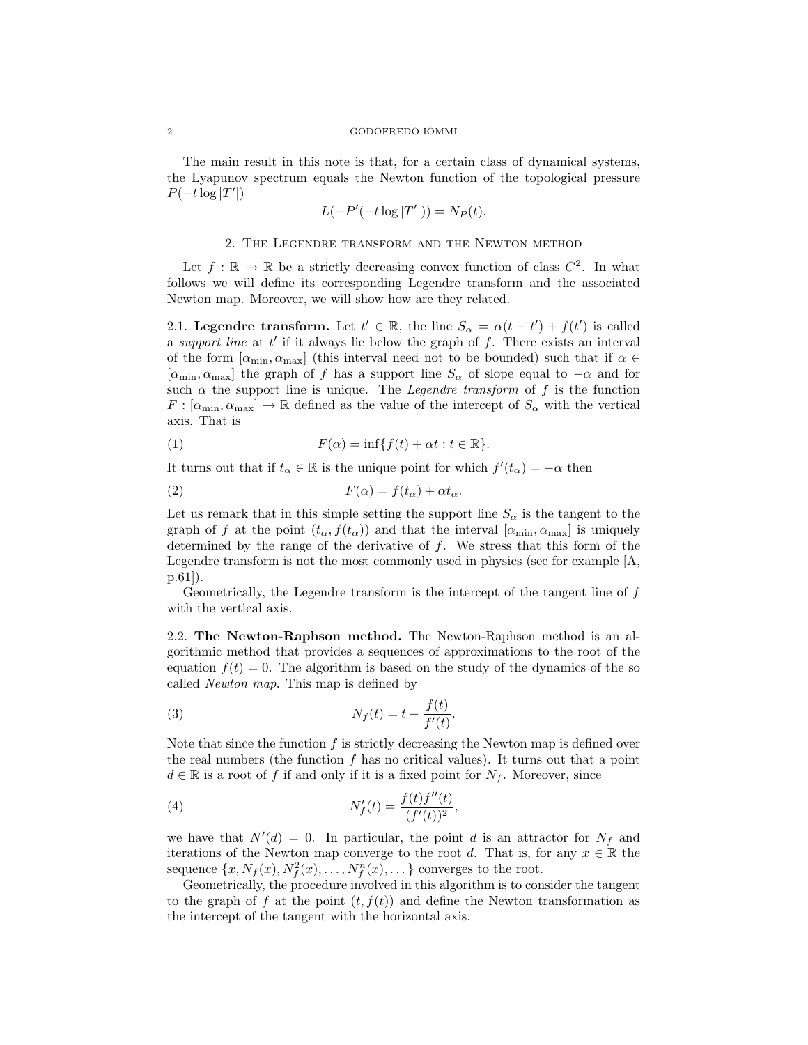The main result in this note is that, for a certain class of dynamical systems, the Lyapunov spectrum equals the Newton function of the topological pressure $P(-t\log|T'|)$

$$L(-P'(-t\log|T'|)) = N_P(t).$$

## 2. The Legendre transform and the Newton method

Let $f : \mathbb{R} \to \mathbb{R}$ be a strictly decreasing convex function of class $C^2$. In what follows we will define its corresponding Legendre transform and the associated Newton map. Moreover, we will show how are they related.

**2.1. Legendre transform.** Let $t' \in \mathbb{R}$, the line $S_\alpha = \alpha(t-t') + f(t')$ is called a *support line* at $t'$ if it always lie below the graph of $f$. There exists an interval of the form $[\alpha_{\min}, \alpha_{\max}]$ (this interval need not to be bounded) such that if $\alpha \in [\alpha_{\min}, \alpha_{\max}]$ the graph of $f$ has a support line $S_\alpha$ of slope equal to $-\alpha$ and for such $\alpha$ the support line is unique. The *Legendre transform* of $f$ is the function $F : [\alpha_{\min}, \alpha_{\max}] \to \mathbb{R}$ defined as the value of the intercept of $S_\alpha$ with the vertical axis. That is

$$F(\alpha) = \inf\{f(t) + \alpha t : t \in \mathbb{R}\}. \tag{1}$$

It turns out that if $t_\alpha \in \mathbb{R}$ is the unique point for which $f'(t_\alpha) = -\alpha$ then

$$F(\alpha) = f(t_\alpha) + \alpha t_\alpha. \tag{2}$$

Let us remark that in this simple setting the support line $S_\alpha$ is the tangent to the graph of $f$ at the point $(t_\alpha, f(t_\alpha))$ and that the interval $[\alpha_{\min}, \alpha_{\max}]$ is uniquely determined by the range of the derivative of $f$. We stress that this form of the Legendre transform is not the most commonly used in physics (see for example [A, p.61]).

Geometrically, the Legendre transform is the intercept of the tangent line of $f$ with the vertical axis.

**2.2. The Newton-Raphson method.** The Newton-Raphson method is an algorithmic method that provides a sequences of approximations to the root of the equation $f(t) = 0$. The algorithm is based on the study of the dynamics of the so called *Newton map*. This map is defined by

$$N_f(t) = t - \frac{f(t)}{f'(t)}. \tag{3}$$

Note that since the function $f$ is strictly decreasing the Newton map is defined over the real numbers (the function $f$ has no critical values). It turns out that a point $d \in \mathbb{R}$ is a root of $f$ if and only if it is a fixed point for $N_f$. Moreover, since

$$N_f'(t) = \frac{f(t)f''(t)}{(f'(t))^2}, \tag{4}$$

we have that $N'(d) = 0$. In particular, the point $d$ is an attractor for $N_f$ and iterations of the Newton map converge to the root $d$. That is, for any $x \in \mathbb{R}$ the sequence $\{x, N_f(x), N_f^2(x), \dots, N_f^n(x), \dots\}$ converges to the root.

Geometrically, the procedure involved in this algorithm is to consider the tangent to the graph of $f$ at the point $(t, f(t))$ and define the Newton transformation as the intercept of the tangent with the horizontal axis.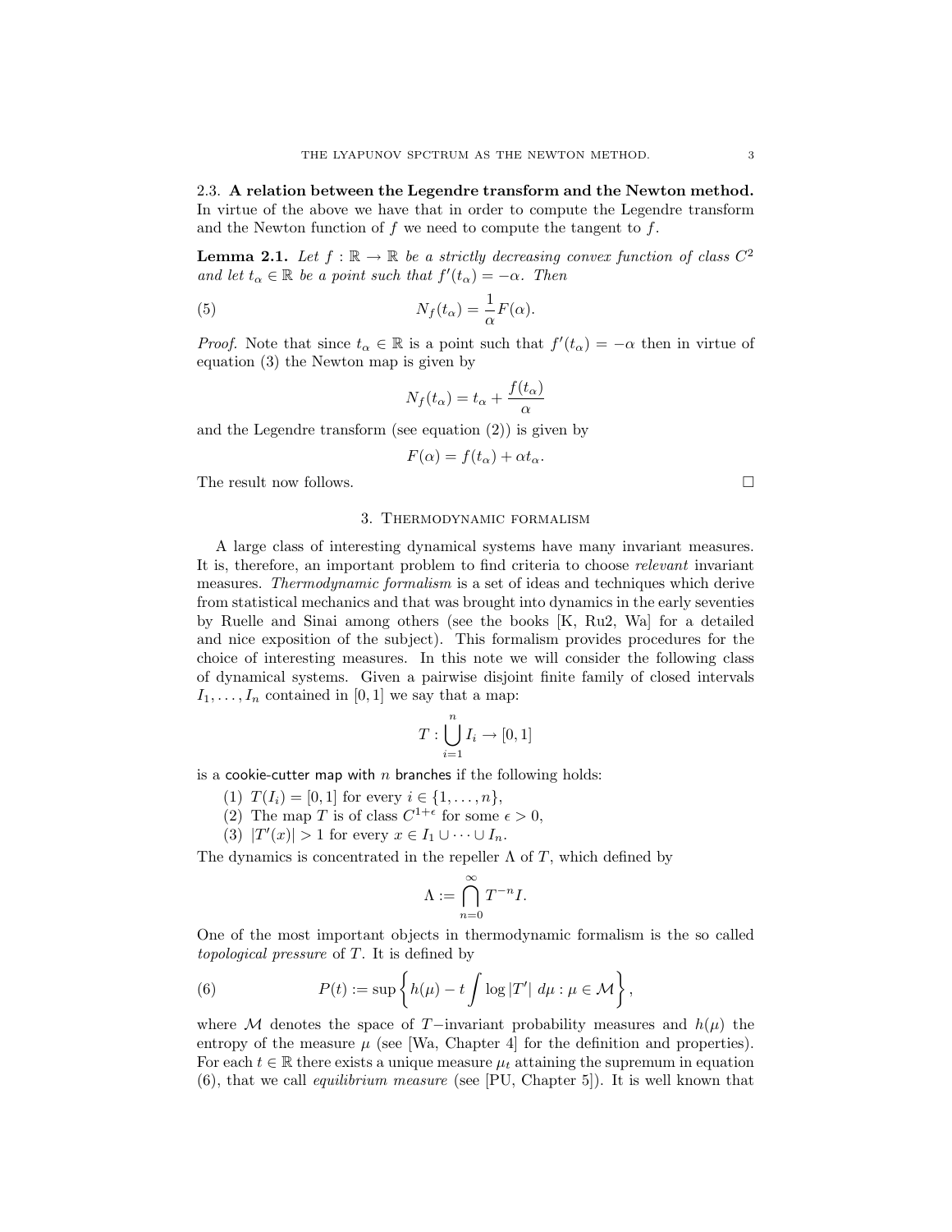### 2.3. A relation between the Legendre transform and the Newton method.

In virtue of the above we have that in order to compute the Legendre transform and the Newton function of $f$ we need to compute the tangent to $f$.

**Lemma 2.1.** *Let $f : \mathbb{R} \to \mathbb{R}$ be a strictly decreasing convex function of class $C^2$ and let $t_\alpha \in \mathbb{R}$ be a point such that $f'(t_\alpha) = -\alpha$. Then*

$$N_f(t_\alpha) = \frac{1}{\alpha} F(\alpha). \tag{5}$$

*Proof.* Note that since $t_\alpha \in \mathbb{R}$ is a point such that $f'(t_\alpha) = -\alpha$ then in virtue of equation (3) the Newton map is given by

$$N_f(t_\alpha) = t_\alpha + \frac{f(t_\alpha)}{\alpha}$$

and the Legendre transform (see equation (2)) is given by

$$F(\alpha) = f(t_\alpha) + \alpha t_\alpha.$$

The result now follows. $\square$

## 3. Thermodynamic formalism

A large class of interesting dynamical systems have many invariant measures. It is, therefore, an important problem to find criteria to choose *relevant* invariant measures. *Thermodynamic formalism* is a set of ideas and techniques which derive from statistical mechanics and that was brought into dynamics in the early seventies by Ruelle and Sinai among others (see the books [K, Ru2, Wa] for a detailed and nice exposition of the subject). This formalism provides procedures for the choice of interesting measures. In this note we will consider the following class of dynamical systems. Given a pairwise disjoint finite family of closed intervals $I_1, \dots, I_n$ contained in $[0, 1]$ we say that a map:

$$T : \bigcup_{i=1}^{n} I_i \to [0, 1]$$

is a cookie-cutter map with $n$ branches if the following holds:

1. $T(I_i) = [0, 1]$ for every $i \in \{1, \dots, n\}$,
2. The map $T$ is of class $C^{1+\epsilon}$ for some $\epsilon > 0$,
3. $|T'(x)| > 1$ for every $x \in I_1 \cup \dots \cup I_n$.

The dynamics is concentrated in the repeller $\Lambda$ of $T$, which defined by

$$\Lambda := \bigcap_{n=0}^{\infty} T^{-n} I.$$

One of the most important objects in thermodynamic formalism is the so called *topological pressure* of $T$. It is defined by

$$P(t) := \sup \left\{ h(\mu) - t \int \log |T'| \, d\mu : \mu \in \mathcal{M} \right\}, \tag{6}$$

where $\mathcal{M}$ denotes the space of $T$−invariant probability measures and $h(\mu)$ the entropy of the measure $\mu$ (see [Wa, Chapter 4] for the definition and properties). For each $t \in \mathbb{R}$ there exists a unique measure $\mu_t$ attaining the supremum in equation (6), that we call *equilibrium measure* (see [PU, Chapter 5]). It is well known that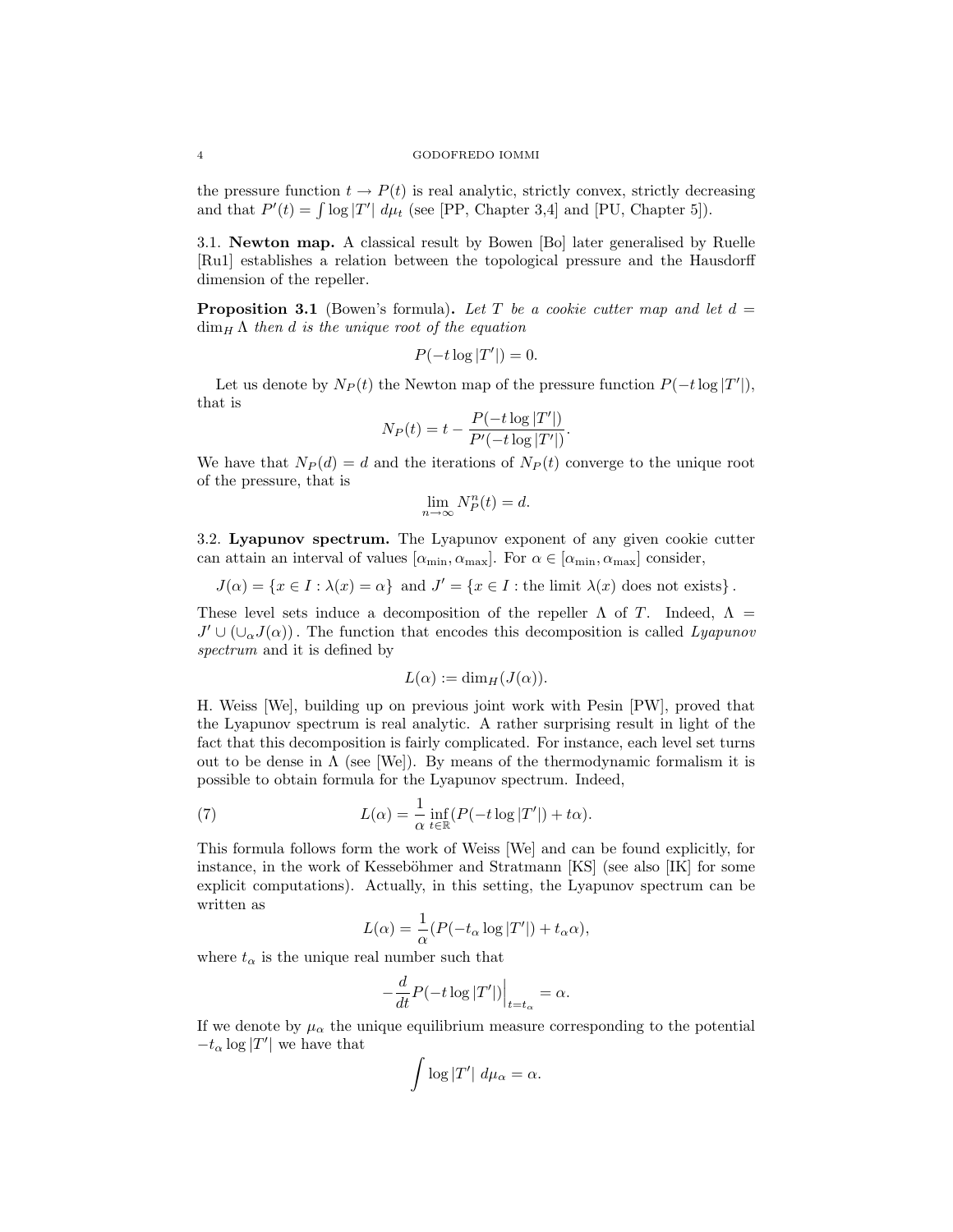the pressure function $t \to P(t)$ is real analytic, strictly convex, strictly decreasing and that $P'(t) = \int \log |T'| \, d\mu_t$ (see [PP, Chapter 3,4] and [PU, Chapter 5]).

### 3.1. Newton map.

A classical result by Bowen [Bo] later generalised by Ruelle [Ru1] establishes a relation between the topological pressure and the Hausdorff dimension of the repeller.

**Proposition 3.1** (Bowen's formula)**.** *Let $T$ be a cookie cutter map and let $d = \dim_H \Lambda$ then $d$ is the unique root of the equation*

$$P(-t \log |T'|) = 0.$$

Let us denote by $N_P(t)$ the Newton map of the pressure function $P(-t \log |T'|)$, that is

$$N_P(t) = t - \frac{P(-t \log |T'|)}{P'(-t \log |T'|)}.$$

We have that $N_P(d) = d$ and the iterations of $N_P(t)$ converge to the unique root of the pressure, that is

$$\lim_{n \to \infty} N_P^n(t) = d.$$

### 3.2. Lyapunov spectrum.

The Lyapunov exponent of any given cookie cutter can attain an interval of values $[\alpha_{\min}, \alpha_{\max}]$. For $\alpha \in [\alpha_{\min}, \alpha_{\max}]$ consider,

$$J(\alpha) = \{x \in I : \lambda(x) = \alpha\} \text{ and } J' = \{x \in I : \text{the limit } \lambda(x) \text{ does not exists}\}.$$

These level sets induce a decomposition of the repeller $\Lambda$ of $T$. Indeed, $\Lambda = J' \cup (\cup_\alpha J(\alpha))$. The function that encodes this decomposition is called *Lyapunov spectrum* and it is defined by

$$L(\alpha) := \dim_H(J(\alpha)).$$

H. Weiss [We], building up on previous joint work with Pesin [PW], proved that the Lyapunov spectrum is real analytic. A rather surprising result in light of the fact that this decomposition is fairly complicated. For instance, each level set turns out to be dense in $\Lambda$ (see [We]). By means of the thermodynamic formalism it is possible to obtain formula for the Lyapunov spectrum. Indeed,

$$L(\alpha) = \frac{1}{\alpha} \inf_{t \in \mathbb{R}} (P(-t \log |T'|) + t\alpha). \tag{7}$$

This formula follows form the work of Weiss [We] and can be found explicitly, for instance, in the work of Kesseböhmer and Stratmann [KS] (see also [IK] for some explicit computations). Actually, in this setting, the Lyapunov spectrum can be written as

$$L(\alpha) = \frac{1}{\alpha} (P(-t_\alpha \log |T'|) + t_\alpha \alpha),$$

where $t_\alpha$ is the unique real number such that

$$-\frac{d}{dt} P(-t \log |T'|)\Big|_{t=t_\alpha} = \alpha.$$

If we denote by $\mu_\alpha$ the unique equilibrium measure corresponding to the potential $-t_\alpha \log |T'|$ we have that

$$\int \log |T'| \, d\mu_\alpha = \alpha.$$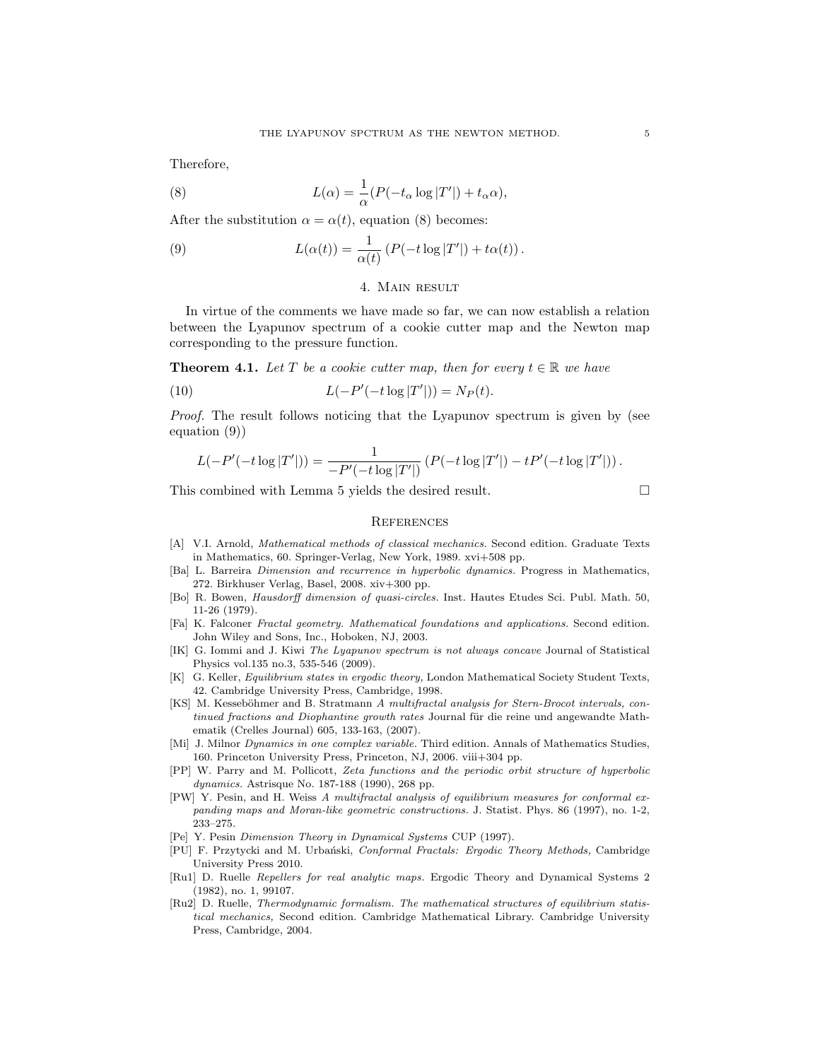Therefore,

$$L(\alpha) = \frac{1}{\alpha}(P(-t_\alpha \log |T'|) + t_\alpha \alpha), \tag{8}$$

After the substitution $\alpha = \alpha(t)$, equation (8) becomes:

$$L(\alpha(t)) = \frac{1}{\alpha(t)}\left(P(-t \log |T'|) + t\alpha(t)\right). \tag{9}$$

## 4. Main result

In virtue of the comments we have made so far, we can now establish a relation between the Lyapunov spectrum of a cookie cutter map and the Newton map corresponding to the pressure function.

**Theorem 4.1.** *Let $T$ be a cookie cutter map, then for every $t \in \mathbb{R}$ we have*

$$L(-P'(-t \log |T'|)) = N_P(t). \tag{10}$$

*Proof.* The result follows noticing that the Lyapunov spectrum is given by (see equation (9))

$$L(-P'(-t \log |T'|)) = \frac{1}{-P'(-t \log |T'|)}\left(P(-t \log |T'|) - tP'(-t \log |T'|)\right).$$

This combined with Lemma 5 yields the desired result. □

## References

- [A] V.I. Arnold, *Mathematical methods of classical mechanics.* Second edition. Graduate Texts in Mathematics, 60. Springer-Verlag, New York, 1989. xvi+508 pp.
- [Ba] L. Barreira *Dimension and recurrence in hyperbolic dynamics.* Progress in Mathematics, 272. Birkhuser Verlag, Basel, 2008. xiv+300 pp.
- [Bo] R. Bowen, *Hausdorff dimension of quasi-circles.* Inst. Hautes Etudes Sci. Publ. Math. 50, 11-26 (1979).
- [Fa] K. Falconer *Fractal geometry. Mathematical foundations and applications.* Second edition. John Wiley and Sons, Inc., Hoboken, NJ, 2003.
- [IK] G. Iommi and J. Kiwi *The Lyapunov spectrum is not always concave* Journal of Statistical Physics vol.135 no.3, 535-546 (2009).
- [K] G. Keller, *Equilibrium states in ergodic theory,* London Mathematical Society Student Texts, 42. Cambridge University Press, Cambridge, 1998.
- [KS] M. Kesseböhmer and B. Stratmann *A multifractal analysis for Stern-Brocot intervals, continued fractions and Diophantine growth rates* Journal für die reine und angewandte Mathematik (Crelles Journal) 605, 133-163, (2007).
- [Mi] J. Milnor *Dynamics in one complex variable.* Third edition. Annals of Mathematics Studies, 160. Princeton University Press, Princeton, NJ, 2006. viii+304 pp.
- [PP] W. Parry and M. Pollicott, *Zeta functions and the periodic orbit structure of hyperbolic dynamics.* Astrisque No. 187-188 (1990), 268 pp.
- [PW] Y. Pesin, and H. Weiss *A multifractal analysis of equilibrium measures for conformal expanding maps and Moran-like geometric constructions.* J. Statist. Phys. 86 (1997), no. 1-2, 233–275.
- [Pe] Y. Pesin *Dimension Theory in Dynamical Systems* CUP (1997).
- [PU] F. Przytycki and M. Urbański, *Conformal Fractals: Ergodic Theory Methods,* Cambridge University Press 2010.
- [Ru1] D. Ruelle *Repellers for real analytic maps.* Ergodic Theory and Dynamical Systems 2 (1982), no. 1, 99107.
- [Ru2] D. Ruelle, *Thermodynamic formalism. The mathematical structures of equilibrium statistical mechanics,* Second edition. Cambridge Mathematical Library. Cambridge University Press, Cambridge, 2004.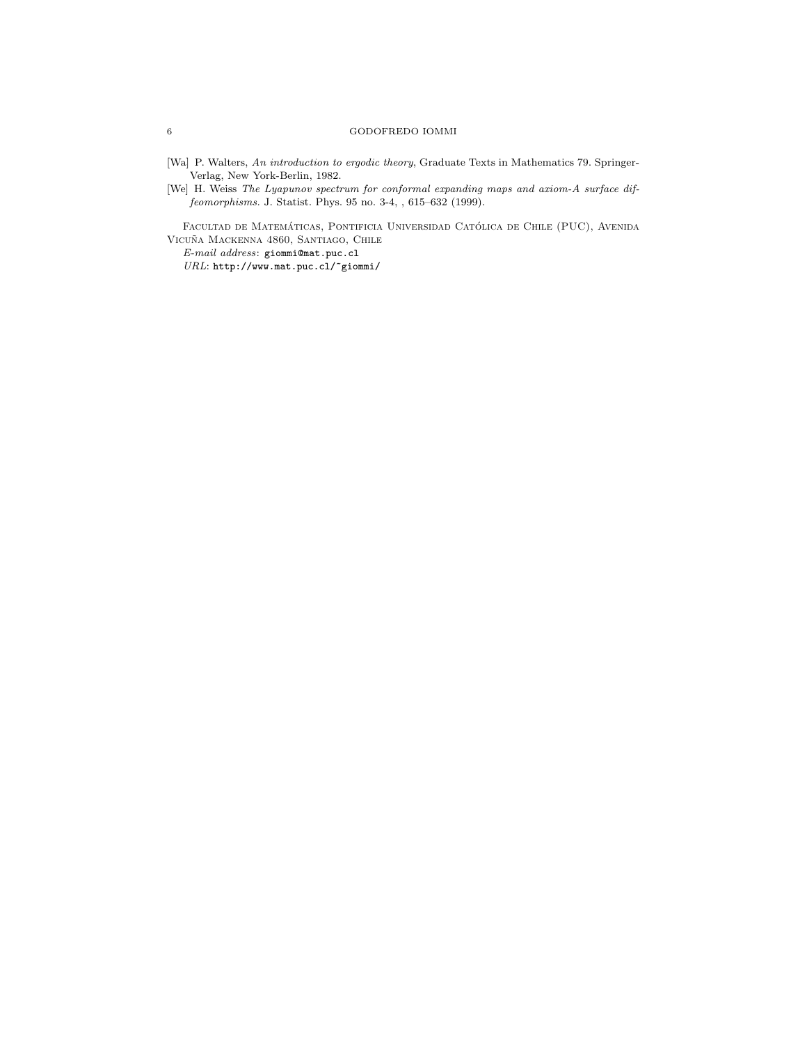[Wa] P. Walters, *An introduction to ergodic theory*, Graduate Texts in Mathematics 79. Springer-Verlag, New York-Berlin, 1982.

[We] H. Weiss *The Lyapunov spectrum for conformal expanding maps and axiom-A surface diffeomorphisms.* J. Statist. Phys. 95 no. 3-4, , 615–632 (1999).

Facultad de Matemáticas, Pontificia Universidad Católica de Chile (PUC), Avenida Vicuña Mackenna 4860, Santiago, Chile

*E-mail address*: giommi@mat.puc.cl

*URL*: http://www.mat.puc.cl/~giommi/